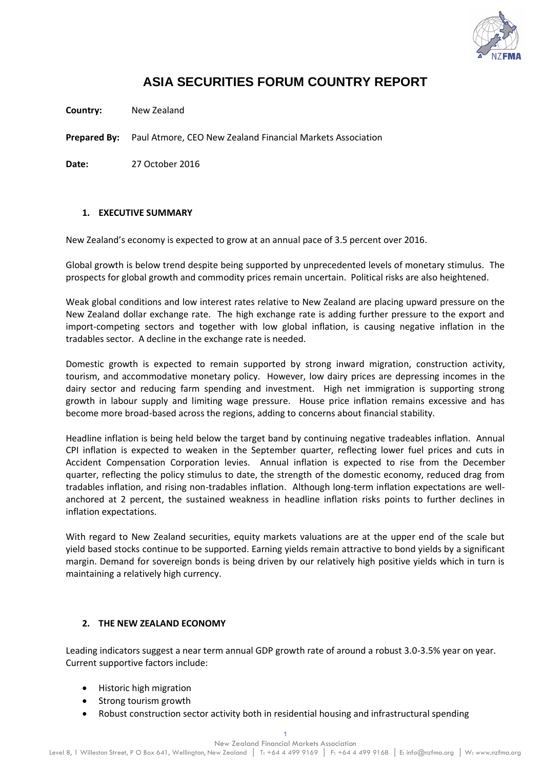# ASIA SECURITIES FORUM COUNTRY REPORT

**Country:** New Zealand

**Prepared By:** Paul Atmore, CEO New Zealand Financial Markets Association

**Date:** 27 October 2016

## 1. EXECUTIVE SUMMARY

New Zealand's economy is expected to grow at an annual pace of 3.5 percent over 2016.

Global growth is below trend despite being supported by unprecedented levels of monetary stimulus. The prospects for global growth and commodity prices remain uncertain. Political risks are also heightened.

Weak global conditions and low interest rates relative to New Zealand are placing upward pressure on the New Zealand dollar exchange rate. The high exchange rate is adding further pressure to the export and import-competing sectors and together with low global inflation, is causing negative inflation in the tradables sector. A decline in the exchange rate is needed.

Domestic growth is expected to remain supported by strong inward migration, construction activity, tourism, and accommodative monetary policy. However, low dairy prices are depressing incomes in the dairy sector and reducing farm spending and investment. High net immigration is supporting strong growth in labour supply and limiting wage pressure. House price inflation remains excessive and has become more broad-based across the regions, adding to concerns about financial stability.

Headline inflation is being held below the target band by continuing negative tradeables inflation. Annual CPI inflation is expected to weaken in the September quarter, reflecting lower fuel prices and cuts in Accident Compensation Corporation levies. Annual inflation is expected to rise from the December quarter, reflecting the policy stimulus to date, the strength of the domestic economy, reduced drag from tradables inflation, and rising non-tradables inflation. Although long-term inflation expectations are well-anchored at 2 percent, the sustained weakness in headline inflation risks points to further declines in inflation expectations.

With regard to New Zealand securities, equity markets valuations are at the upper end of the scale but yield based stocks continue to be supported. Earning yields remain attractive to bond yields by a significant margin. Demand for sovereign bonds is being driven by our relatively high positive yields which in turn is maintaining a relatively high currency.

## 2. THE NEW ZEALAND ECONOMY

Leading indicators suggest a near term annual GDP growth rate of around a robust 3.0-3.5% year on year. Current supportive factors include:

- Historic high migration
- Strong tourism growth
- Robust construction sector activity both in residential housing and infrastructural spending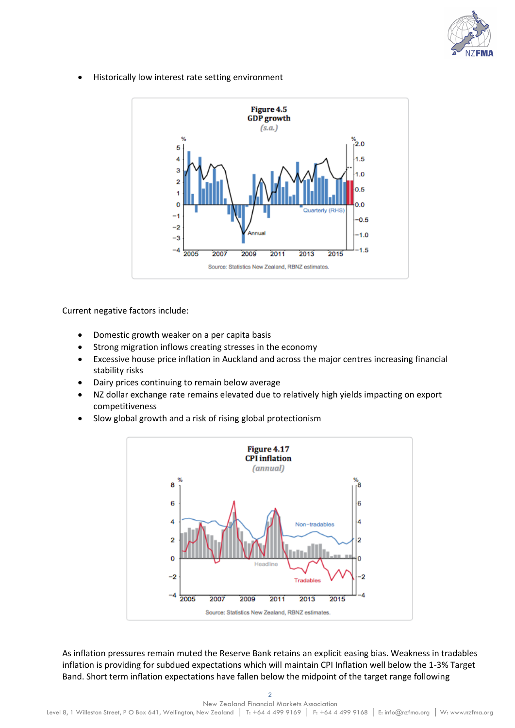- Historically low interest rate setting environment

Current negative factors include:

- Domestic growth weaker on a per capita basis
- Strong migration inflows creating stresses in the economy
- Excessive house price inflation in Auckland and across the major centres increasing financial stability risks
- Dairy prices continuing to remain below average
- NZ dollar exchange rate remains elevated due to relatively high yields impacting on export competitiveness
- Slow global growth and a risk of rising global protectionism

As inflation pressures remain muted the Reserve Bank retains an explicit easing bias. Weakness in tradables inflation is providing for subdued expectations which will maintain CPI Inflation well below the 1-3% Target Band. Short term inflation expectations have fallen below the midpoint of the target range following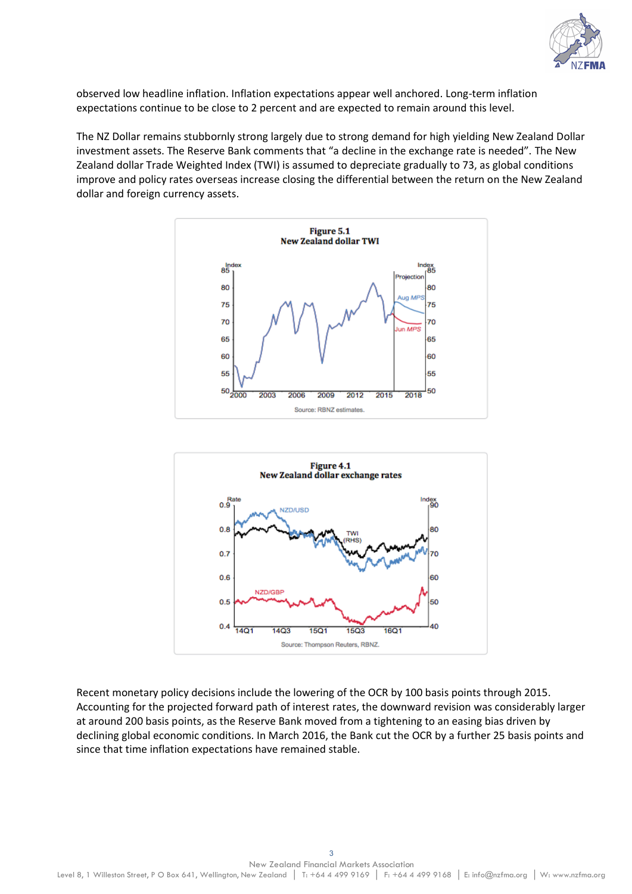observed low headline inflation. Inflation expectations appear well anchored. Long-term inflation expectations continue to be close to 2 percent and are expected to remain around this level.

The NZ Dollar remains stubbornly strong largely due to strong demand for high yielding New Zealand Dollar investment assets. The Reserve Bank comments that "a decline in the exchange rate is needed". The New Zealand dollar Trade Weighted Index (TWI) is assumed to depreciate gradually to 73, as global conditions improve and policy rates overseas increase closing the differential between the return on the New Zealand dollar and foreign currency assets.

**Figure 5.1**
**New Zealand dollar TWI**

Source: RBNZ estimates.

**Figure 4.1**
**New Zealand dollar exchange rates**

Source: Thompson Reuters, RBNZ.

Recent monetary policy decisions include the lowering of the OCR by 100 basis points through 2015. Accounting for the projected forward path of interest rates, the downward revision was considerably larger at around 200 basis points, as the Reserve Bank moved from a tightening to an easing bias driven by declining global economic conditions. In March 2016, the Bank cut the OCR by a further 25 basis points and since that time inflation expectations have remained stable.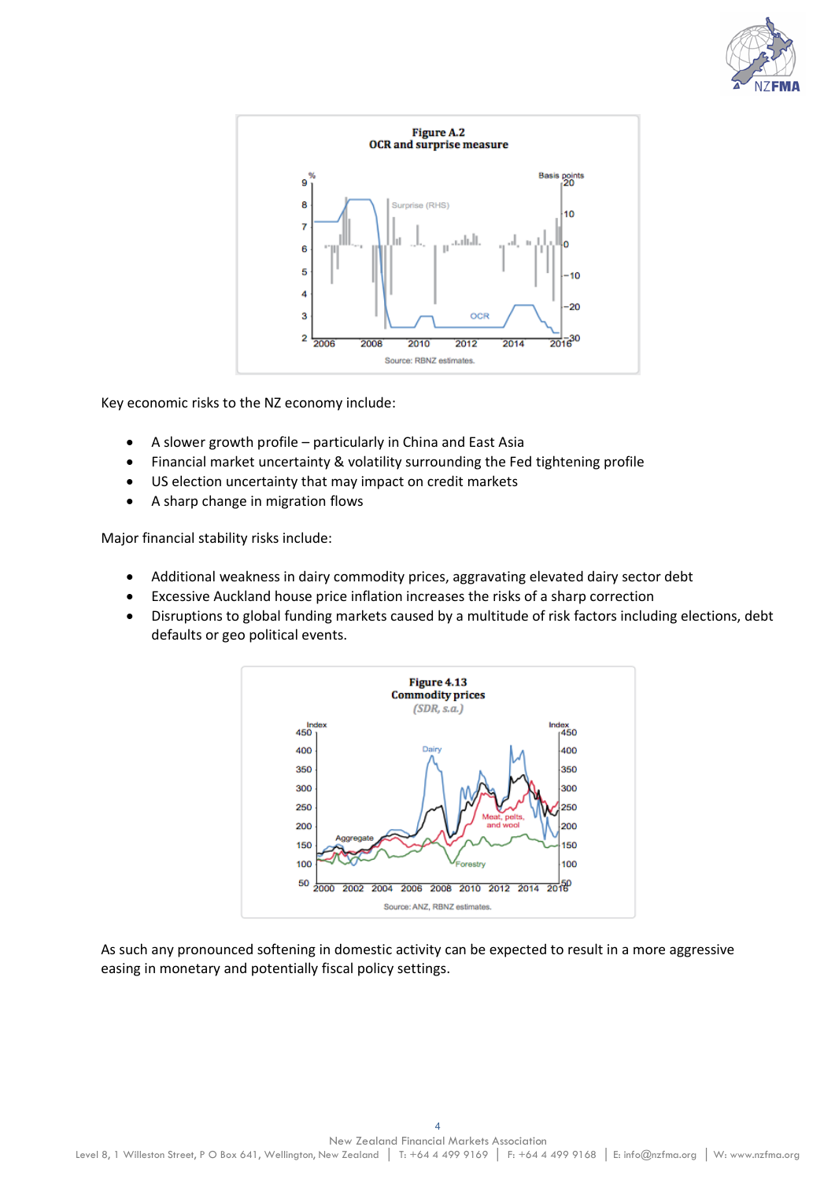**Figure A.2**
**OCR and surprise measure**

Source: RBNZ estimates.

Key economic risks to the NZ economy include:

- A slower growth profile – particularly in China and East Asia
- Financial market uncertainty & volatility surrounding the Fed tightening profile
- US election uncertainty that may impact on credit markets
- A sharp change in migration flows

Major financial stability risks include:

- Additional weakness in dairy commodity prices, aggravating elevated dairy sector debt
- Excessive Auckland house price inflation increases the risks of a sharp correction
- Disruptions to global funding markets caused by a multitude of risk factors including elections, debt defaults or geo political events.

**Figure 4.13**
**Commodity prices**
*(SDR, s.a.)*

Source: ANZ, RBNZ estimates.

As such any pronounced softening in domestic activity can be expected to result in a more aggressive easing in monetary and potentially fiscal policy settings.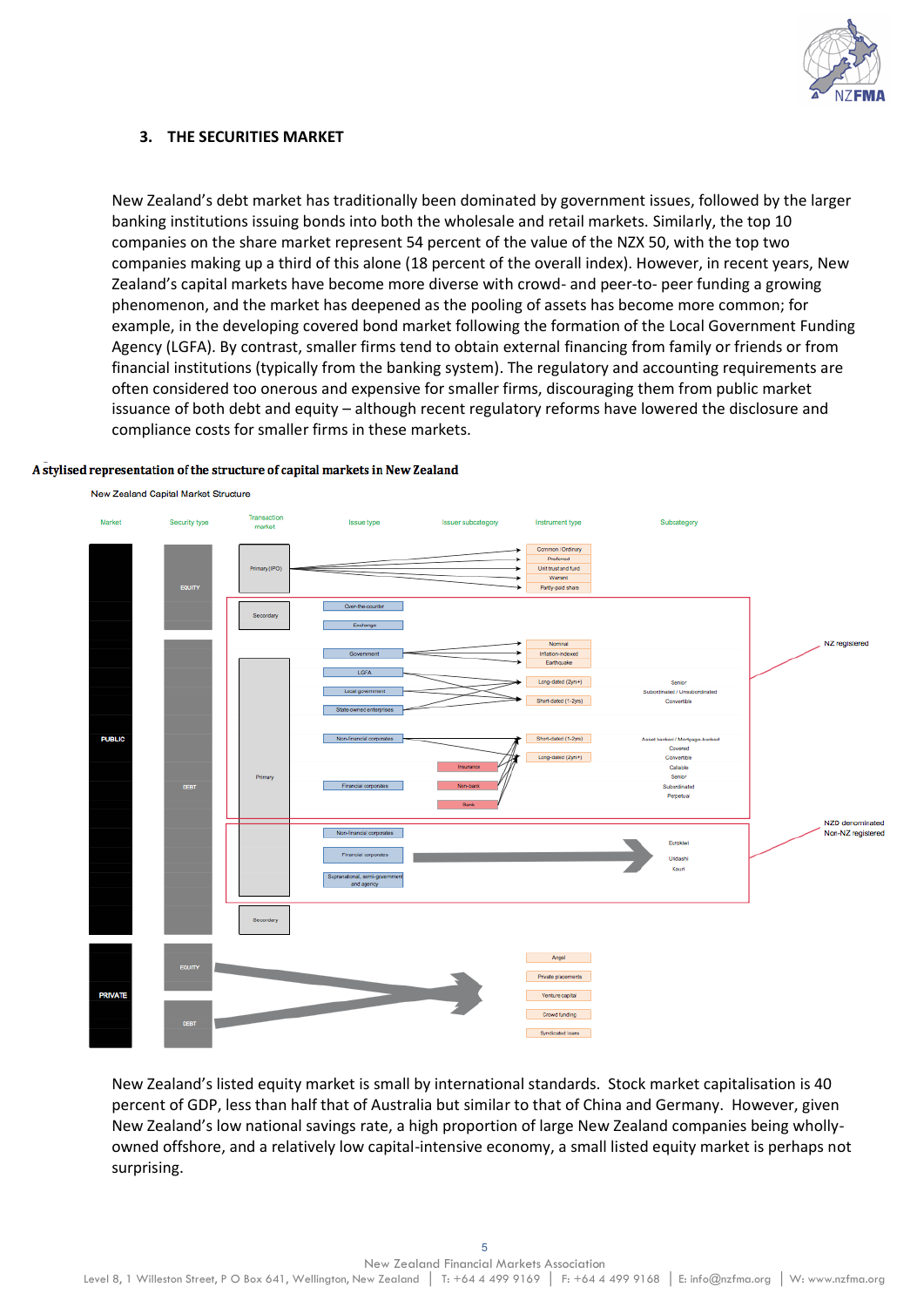## 3. THE SECURITIES MARKET

New Zealand's debt market has traditionally been dominated by government issues, followed by the larger banking institutions issuing bonds into both the wholesale and retail markets. Similarly, the top 10 companies on the share market represent 54 percent of the value of the NZX 50, with the top two companies making up a third of this alone (18 percent of the overall index). However, in recent years, New Zealand's capital markets have become more diverse with crowd- and peer-to- peer funding a growing phenomenon, and the market has deepened as the pooling of assets has become more common; for example, in the developing covered bond market following the formation of the Local Government Funding Agency (LGFA). By contrast, smaller firms tend to obtain external financing from family or friends or from financial institutions (typically from the banking system). The regulatory and accounting requirements are often considered too onerous and expensive for smaller firms, discouraging them from public market issuance of both debt and equity – although recent regulatory reforms have lowered the disclosure and compliance costs for smaller firms in these markets.

**A stylised representation of the structure of capital markets in New Zealand**

New Zealand Capital Market Structure

Market | Security type | Transaction market | Issue type | Issuer subcategory | Instrument type | Subcategory

PUBLIC — EQUITY — Primary (IPO): Common / Ordinary; Preferred; Unit trust and fund; Warrant; Partly-paid share

Secondary: Over-the-counter; Exchange

PUBLIC — DEBT — Primary: Government; LGFA; Local government; State-owned enterprises; Non-financial corporates; Financial corporates (Insurance; Non-bank; Bank)

Instrument types: Nominal; Inflation-indexed; Earthquake; Long-dated (2yrs+); Short-dated (1-2yrs); Short-dated (1-2yrs); Long-dated (2yrs+)

Subcategory: Senior; Subordinated / Unsubordinated; Convertible; Asset backed / Mortgage-backed; Covered; Convertible; Callable; Senior; Subordinated; Perpetual

NZ registered

Non-financial corporates; Financial corporates; Supranational, semi-government and agency → Eurokiwi; Uridashi; Kauri

NZD denominated Non-NZ registered

Secondary

PRIVATE — EQUITY; DEBT → Angel; Private placements; Venture capital; Crowd funding; Syndicated loans

New Zealand's listed equity market is small by international standards. Stock market capitalisation is 40 percent of GDP, less than half that of Australia but similar to that of China and Germany. However, given New Zealand's low national savings rate, a high proportion of large New Zealand companies being wholly-owned offshore, and a relatively low capital-intensive economy, a small listed equity market is perhaps not surprising.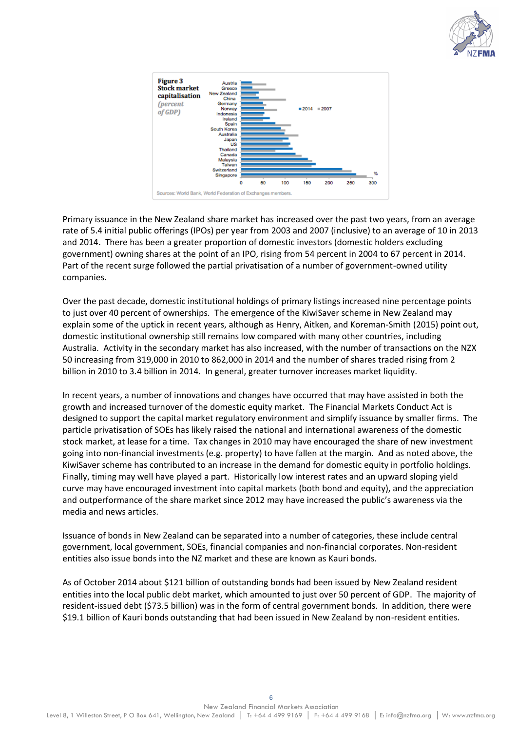**Figure 3**
**Stock market capitalisation**
*(percent of GDP)*

Sources: World Bank, World Federation of Exchanges members.

Primary issuance in the New Zealand share market has increased over the past two years, from an average rate of 5.4 initial public offerings (IPOs) per year from 2003 and 2007 (inclusive) to an average of 10 in 2013 and 2014. There has been a greater proportion of domestic investors (domestic holders excluding government) owning shares at the point of an IPO, rising from 54 percent in 2004 to 67 percent in 2014. Part of the recent surge followed the partial privatisation of a number of government-owned utility companies.

Over the past decade, domestic institutional holdings of primary listings increased nine percentage points to just over 40 percent of ownerships. The emergence of the KiwiSaver scheme in New Zealand may explain some of the uptick in recent years, although as Henry, Aitken, and Koreman-Smith (2015) point out, domestic institutional ownership still remains low compared with many other countries, including Australia. Activity in the secondary market has also increased, with the number of transactions on the NZX 50 increasing from 319,000 in 2010 to 862,000 in 2014 and the number of shares traded rising from 2 billion in 2010 to 3.4 billion in 2014. In general, greater turnover increases market liquidity.

In recent years, a number of innovations and changes have occurred that may have assisted in both the growth and increased turnover of the domestic equity market. The Financial Markets Conduct Act is designed to support the capital market regulatory environment and simplify issuance by smaller firms. The particle privatisation of SOEs has likely raised the national and international awareness of the domestic stock market, at lease for a time. Tax changes in 2010 may have encouraged the share of new investment going into non-financial investments (e.g. property) to have fallen at the margin. And as noted above, the KiwiSaver scheme has contributed to an increase in the demand for domestic equity in portfolio holdings. Finally, timing may well have played a part. Historically low interest rates and an upward sloping yield curve may have encouraged investment into capital markets (both bond and equity), and the appreciation and outperformance of the share market since 2012 may have increased the public's awareness via the media and news articles.

Issuance of bonds in New Zealand can be separated into a number of categories, these include central government, local government, SOEs, financial companies and non-financial corporates. Non-resident entities also issue bonds into the NZ market and these are known as Kauri bonds.

As of October 2014 about $121 billion of outstanding bonds had been issued by New Zealand resident entities into the local public debt market, which amounted to just over 50 percent of GDP. The majority of resident-issued debt ($73.5 billion) was in the form of central government bonds. In addition, there were $19.1 billion of Kauri bonds outstanding that had been issued in New Zealand by non-resident entities.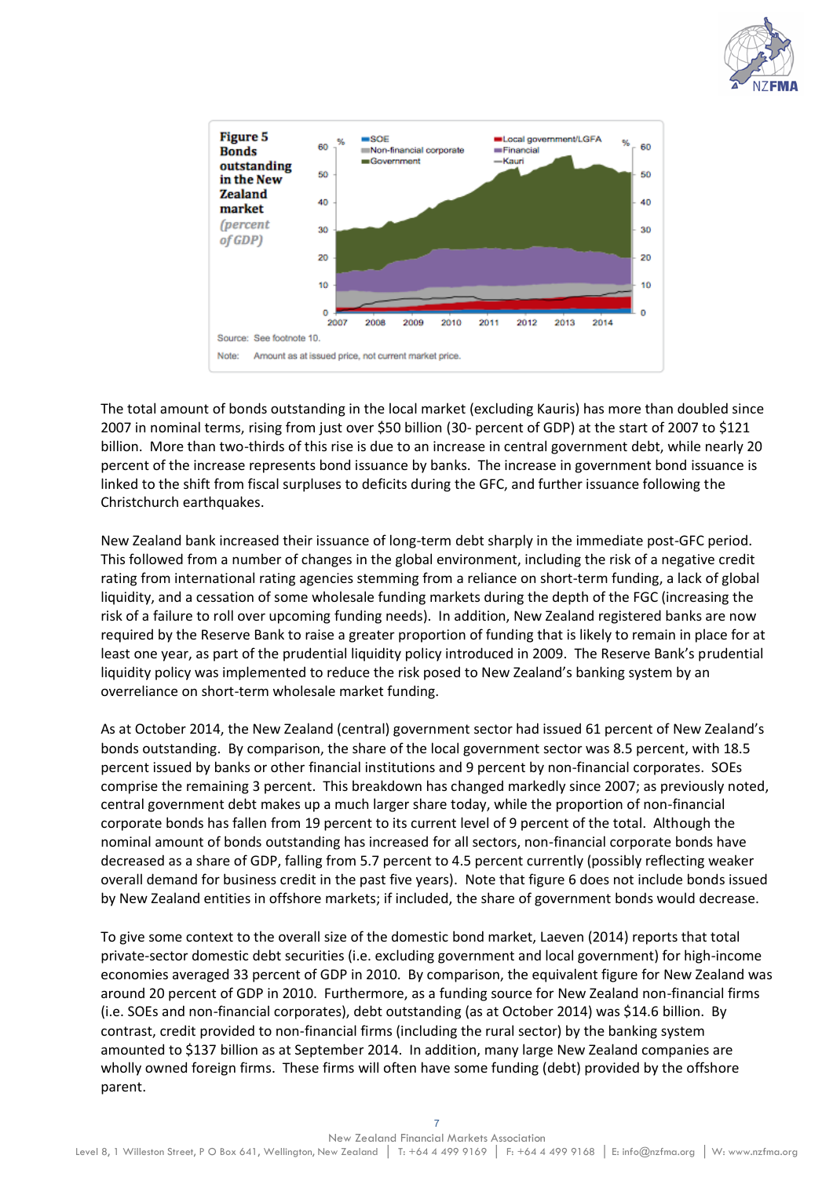**Figure 5 Bonds outstanding in the New Zealand market** *(percent of GDP)*

Source: See footnote 10.

Note: Amount as at issued price, not current market price.

The total amount of bonds outstanding in the local market (excluding Kauris) has more than doubled since 2007 in nominal terms, rising from just over $50 billion (30- percent of GDP) at the start of 2007 to $121 billion. More than two-thirds of this rise is due to an increase in central government debt, while nearly 20 percent of the increase represents bond issuance by banks. The increase in government bond issuance is linked to the shift from fiscal surpluses to deficits during the GFC, and further issuance following the Christchurch earthquakes.

New Zealand bank increased their issuance of long-term debt sharply in the immediate post-GFC period. This followed from a number of changes in the global environment, including the risk of a negative credit rating from international rating agencies stemming from a reliance on short-term funding, a lack of global liquidity, and a cessation of some wholesale funding markets during the depth of the FGC (increasing the risk of a failure to roll over upcoming funding needs). In addition, New Zealand registered banks are now required by the Reserve Bank to raise a greater proportion of funding that is likely to remain in place for at least one year, as part of the prudential liquidity policy introduced in 2009. The Reserve Bank's prudential liquidity policy was implemented to reduce the risk posed to New Zealand's banking system by an overreliance on short-term wholesale market funding.

As at October 2014, the New Zealand (central) government sector had issued 61 percent of New Zealand's bonds outstanding. By comparison, the share of the local government sector was 8.5 percent, with 18.5 percent issued by banks or other financial institutions and 9 percent by non-financial corporates. SOEs comprise the remaining 3 percent. This breakdown has changed markedly since 2007; as previously noted, central government debt makes up a much larger share today, while the proportion of non-financial corporate bonds has fallen from 19 percent to its current level of 9 percent of the total. Although the nominal amount of bonds outstanding has increased for all sectors, non-financial corporate bonds have decreased as a share of GDP, falling from 5.7 percent to 4.5 percent currently (possibly reflecting weaker overall demand for business credit in the past five years). Note that figure 6 does not include bonds issued by New Zealand entities in offshore markets; if included, the share of government bonds would decrease.

To give some context to the overall size of the domestic bond market, Laeven (2014) reports that total private-sector domestic debt securities (i.e. excluding government and local government) for high-income economies averaged 33 percent of GDP in 2010. By comparison, the equivalent figure for New Zealand was around 20 percent of GDP in 2010. Furthermore, as a funding source for New Zealand non-financial firms (i.e. SOEs and non-financial corporates), debt outstanding (as at October 2014) was $14.6 billion. By contrast, credit provided to non-financial firms (including the rural sector) by the banking system amounted to $137 billion as at September 2014. In addition, many large New Zealand companies are wholly owned foreign firms. These firms will often have some funding (debt) provided by the offshore parent.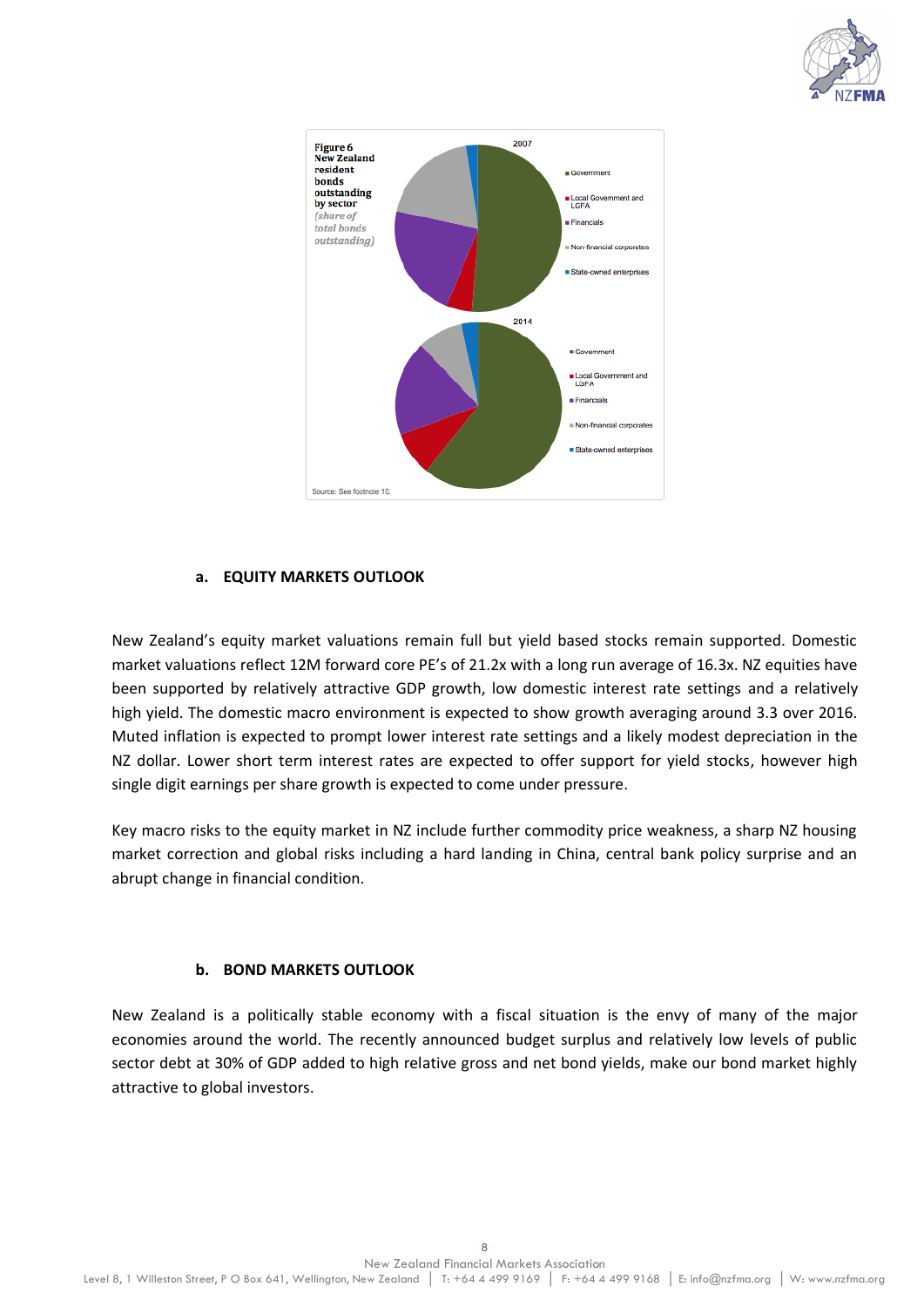**Figure 6**
**New Zealand resident bonds outstanding by sector**
*(share of total bonds outstanding)*

2007

- Government
- Local Government and LGFA
- Financials
- Non-financial corporates
- State-owned enterprises

2014

- Government
- Local Government and LGFA
- Financials
- Non-financial corporates
- State-owned enterprises

Source: See footnote 10.

### a. EQUITY MARKETS OUTLOOK

New Zealand's equity market valuations remain full but yield based stocks remain supported. Domestic market valuations reflect 12M forward core PE's of 21.2x with a long run average of 16.3x. NZ equities have been supported by relatively attractive GDP growth, low domestic interest rate settings and a relatively high yield. The domestic macro environment is expected to show growth averaging around 3.3 over 2016. Muted inflation is expected to prompt lower interest rate settings and a likely modest depreciation in the NZ dollar. Lower short term interest rates are expected to offer support for yield stocks, however high single digit earnings per share growth is expected to come under pressure.

Key macro risks to the equity market in NZ include further commodity price weakness, a sharp NZ housing market correction and global risks including a hard landing in China, central bank policy surprise and an abrupt change in financial condition.

### b. BOND MARKETS OUTLOOK

New Zealand is a politically stable economy with a fiscal situation is the envy of many of the major economies around the world. The recently announced budget surplus and relatively low levels of public sector debt at 30% of GDP added to high relative gross and net bond yields, make our bond market highly attractive to global investors.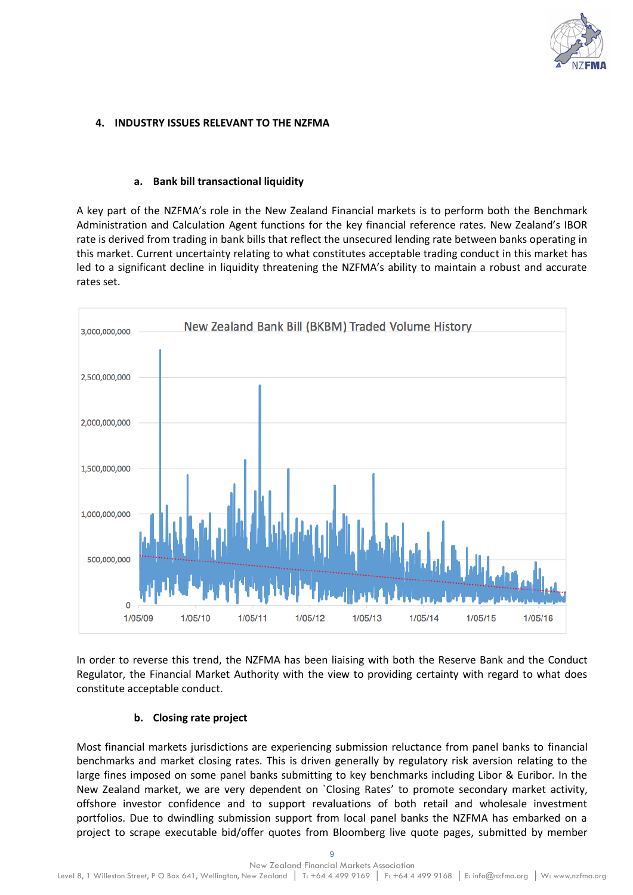## 4. INDUSTRY ISSUES RELEVANT TO THE NZFMA

### a. Bank bill transactional liquidity

A key part of the NZFMA's role in the New Zealand Financial markets is to perform both the Benchmark Administration and Calculation Agent functions for the key financial reference rates. New Zealand's IBOR rate is derived from trading in bank bills that reflect the unsecured lending rate between banks operating in this market. Current uncertainty relating to what constitutes acceptable trading conduct in this market has led to a significant decline in liquidity threatening the NZFMA's ability to maintain a robust and accurate rates set.

New Zealand Bank Bill (BKBM) Traded Volume History

In order to reverse this trend, the NZFMA has been liaising with both the Reserve Bank and the Conduct Regulator, the Financial Market Authority with the view to providing certainty with regard to what does constitute acceptable conduct.

### b. Closing rate project

Most financial markets jurisdictions are experiencing submission reluctance from panel banks to financial benchmarks and market closing rates. This is driven generally by regulatory risk aversion relating to the large fines imposed on some panel banks submitting to key benchmarks including Libor & Euribor. In the New Zealand market, we are very dependent on `Closing Rates' to promote secondary market activity, offshore investor confidence and to support revaluations of both retail and wholesale investment portfolios. Due to dwindling submission support from local panel banks the NZFMA has embarked on a project to scrape executable bid/offer quotes from Bloomberg live quote pages, submitted by member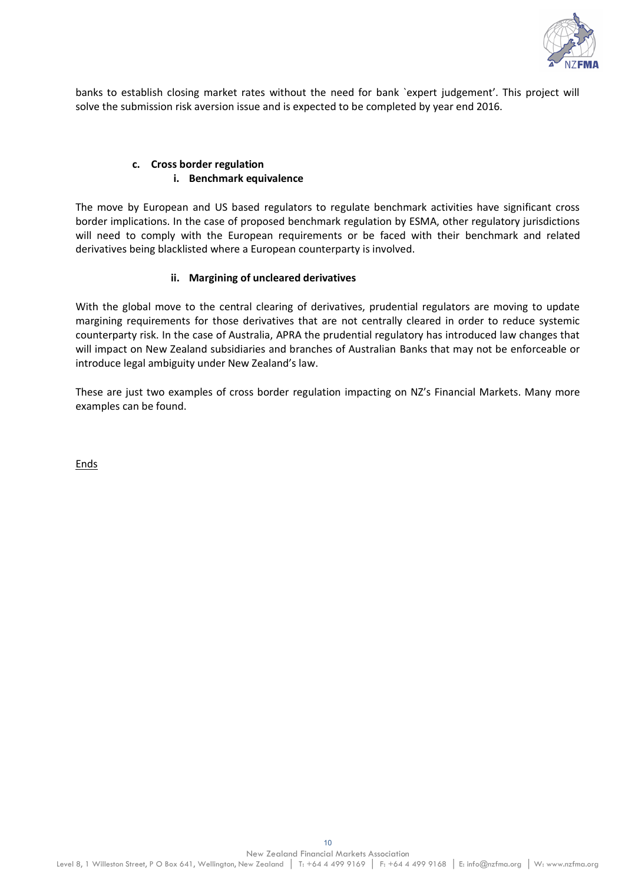banks to establish closing market rates without the need for bank `expert judgement'. This project will solve the submission risk aversion issue and is expected to be completed by year end 2016.

**c. Cross border regulation**

**i. Benchmark equivalence**

The move by European and US based regulators to regulate benchmark activities have significant cross border implications. In the case of proposed benchmark regulation by ESMA, other regulatory jurisdictions will need to comply with the European requirements or be faced with their benchmark and related derivatives being blacklisted where a European counterparty is involved.

**ii. Margining of uncleared derivatives**

With the global move to the central clearing of derivatives, prudential regulators are moving to update margining requirements for those derivatives that are not centrally cleared in order to reduce systemic counterparty risk. In the case of Australia, APRA the prudential regulatory has introduced law changes that will impact on New Zealand subsidiaries and branches of Australian Banks that may not be enforceable or introduce legal ambiguity under New Zealand's law.

These are just two examples of cross border regulation impacting on NZ's Financial Markets. Many more examples can be found.

Ends